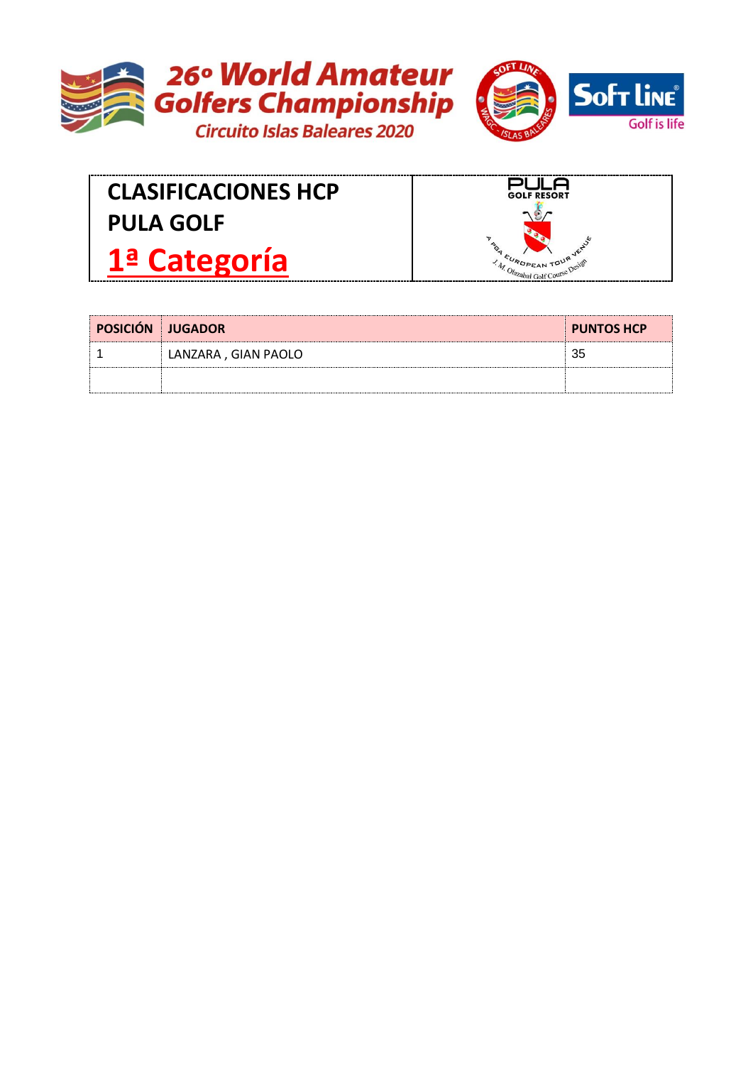# 26º World Amateur Golfers Championship

Circuito Islas Baleares 2020

## CLASIFICACIONES HCP

## PULA GOLF

## 1ª Categoría

| POSICIÓN | JUGADOR | PUNTOS HCP |
|---|---|---|
| 1 | LANZARA , GIAN PAOLO | 35 |
| | | |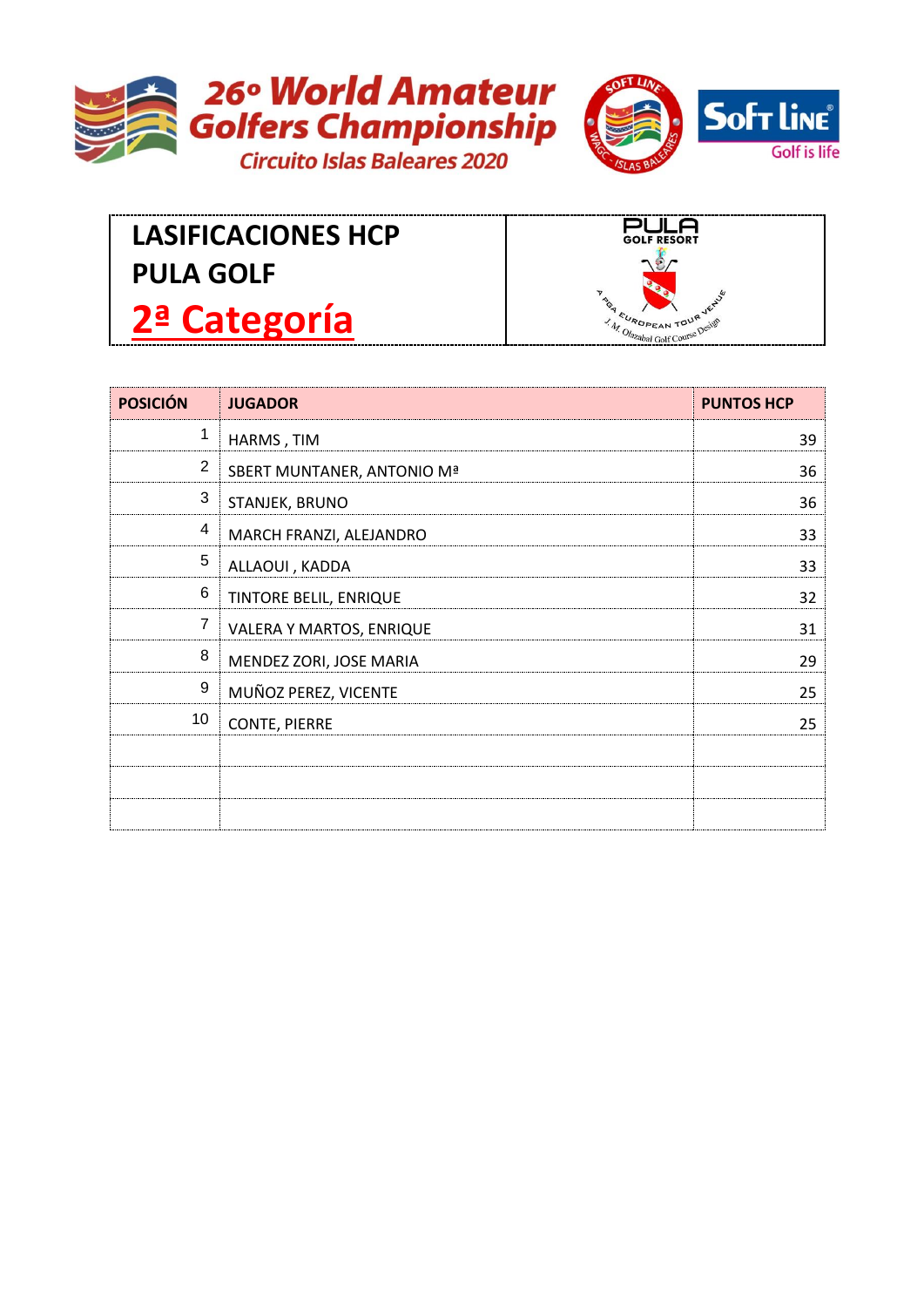# 26º World Amateur Golfers Championship

## Circuito Islas Baleares 2020

## LASIFICACIONES HCP

## PULA GOLF

## 2ª Categoría

| POSICIÓN | JUGADOR | PUNTOS HCP |
|---|---|---|
| 1 | HARMS , TIM | 39 |
| 2 | SBERT MUNTANER, ANTONIO Mª | 36 |
| 3 | STANJEK, BRUNO | 36 |
| 4 | MARCH FRANZI, ALEJANDRO | 33 |
| 5 | ALLAOUI , KADDA | 33 |
| 6 | TINTORE BELIL, ENRIQUE | 32 |
| 7 | VALERA Y MARTOS, ENRIQUE | 31 |
| 8 | MENDEZ ZORI, JOSE MARIA | 29 |
| 9 | MUÑOZ PEREZ, VICENTE | 25 |
| 10 | CONTE, PIERRE | 25 |
| | | |
| | | |
| | | |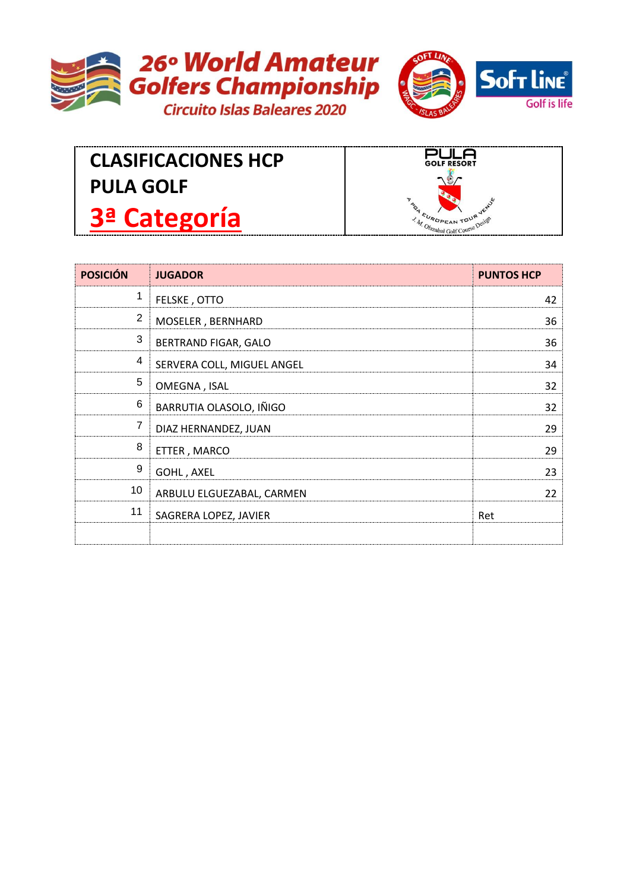# 26º World Amateur Golfers Championship

## Circuito Islas Baleares 2020

## CLASIFICACIONES HCP

## PULA GOLF

## 3ª Categoría

| POSICIÓN | JUGADOR | PUNTOS HCP |
|---|---|---|
| 1 | FELSKE , OTTO | 42 |
| 2 | MOSELER , BERNHARD | 36 |
| 3 | BERTRAND FIGAR, GALO | 36 |
| 4 | SERVERA COLL, MIGUEL ANGEL | 34 |
| 5 | OMEGNA , ISAL | 32 |
| 6 | BARRUTIA OLASOLO, IÑIGO | 32 |
| 7 | DIAZ HERNANDEZ, JUAN | 29 |
| 8 | ETTER , MARCO | 29 |
| 9 | GOHL , AXEL | 23 |
| 10 | ARBULU ELGUEZABAL, CARMEN | 22 |
| 11 | SAGRERA LOPEZ, JAVIER | Ret |
| | | |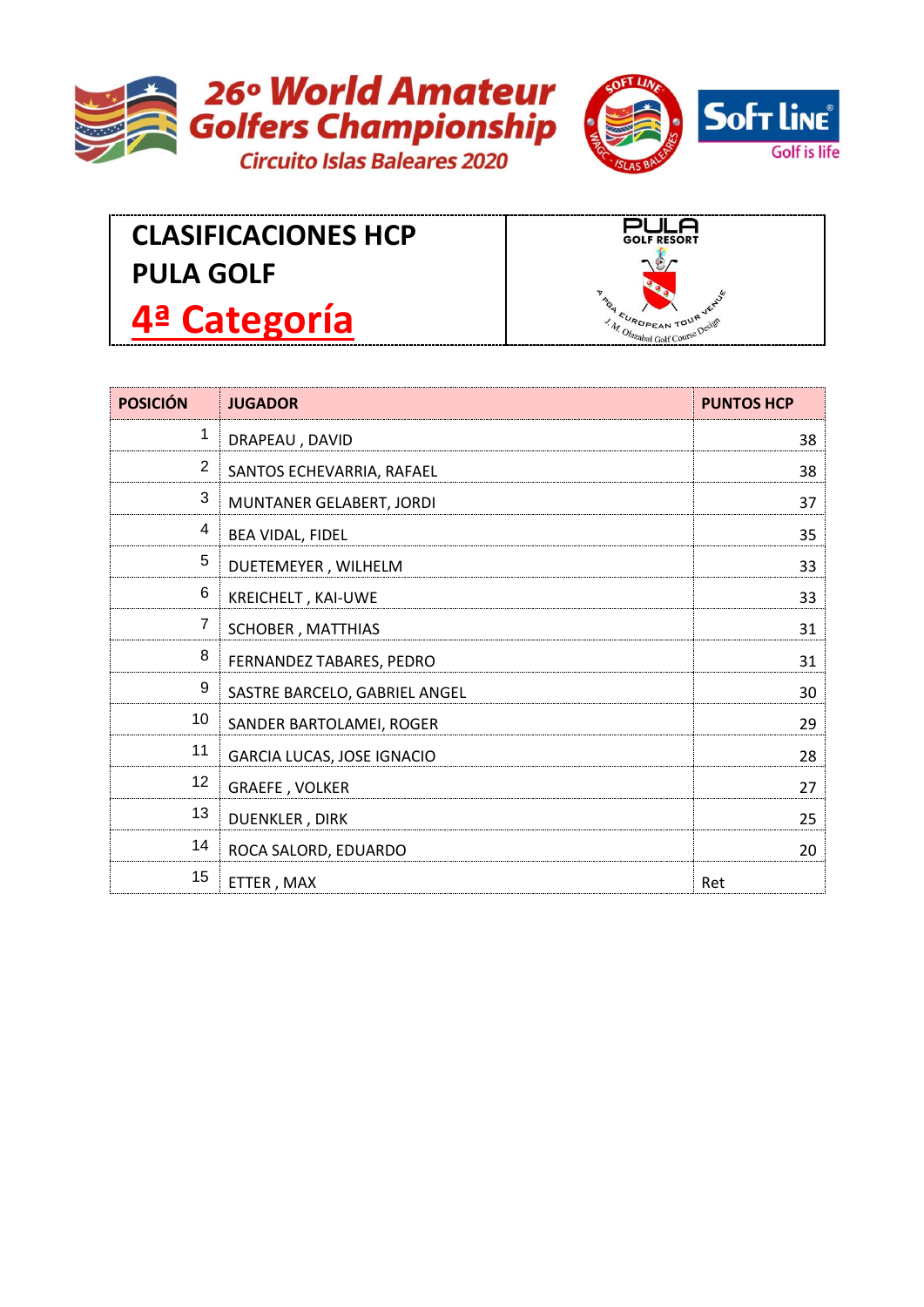26º World Amateur Golfers Championship

Circuito Islas Baleares 2020

Soft Line Golf is life

# CLASIFICACIONES HCP PULA GOLF

## 4ª Categoría

PULA GOLF RESORT

A PGA European Tour Venue

J. M. Olazabal Golf Course Design

| POSICIÓN | JUGADOR | PUNTOS HCP |
|---|---|---|
| 1 | DRAPEAU , DAVID | 38 |
| 2 | SANTOS ECHEVARRIA, RAFAEL | 38 |
| 3 | MUNTANER GELABERT, JORDI | 37 |
| 4 | BEA VIDAL, FIDEL | 35 |
| 5 | DUETEMEYER , WILHELM | 33 |
| 6 | KREICHELT , KAI-UWE | 33 |
| 7 | SCHOBER , MATTHIAS | 31 |
| 8 | FERNANDEZ TABARES, PEDRO | 31 |
| 9 | SASTRE BARCELO, GABRIEL ANGEL | 30 |
| 10 | SANDER BARTOLAMEI, ROGER | 29 |
| 11 | GARCIA LUCAS, JOSE IGNACIO | 28 |
| 12 | GRAEFE , VOLKER | 27 |
| 13 | DUENKLER , DIRK | 25 |
| 14 | ROCA SALORD, EDUARDO | 20 |
| 15 | ETTER , MAX | Ret |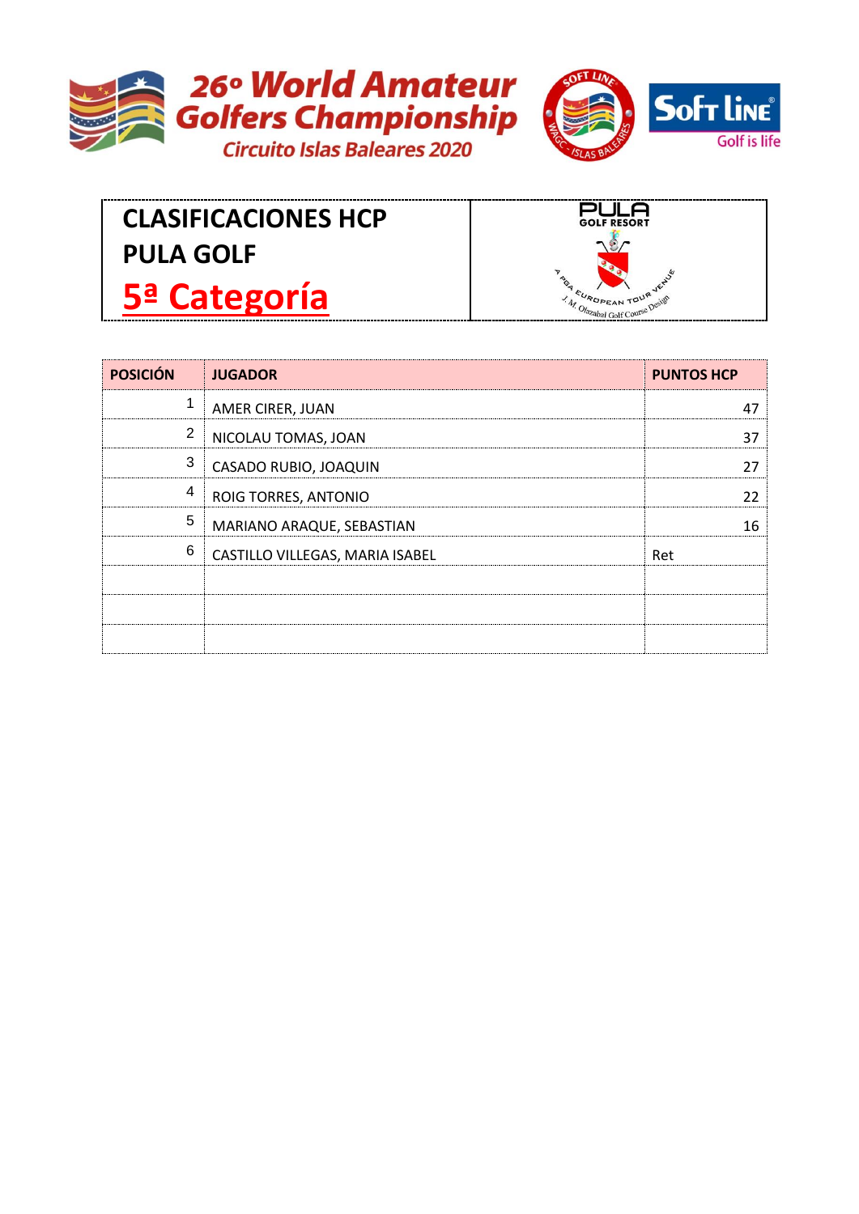# 26º World Amateur Golfers Championship

Circuito Islas Baleares 2020

## CLASIFICACIONES HCP

## PULA GOLF

## 5ª Categoría

| POSICIÓN | JUGADOR | PUNTOS HCP |
|---|---|---|
| 1 | AMER CIRER, JUAN | 47 |
| 2 | NICOLAU TOMAS, JOAN | 37 |
| 3 | CASADO RUBIO, JOAQUIN | 27 |
| 4 | ROIG TORRES, ANTONIO | 22 |
| 5 | MARIANO ARAQUE, SEBASTIAN | 16 |
| 6 | CASTILLO VILLEGAS, MARIA ISABEL | Ret |
| | | |
| | | |
| | | |